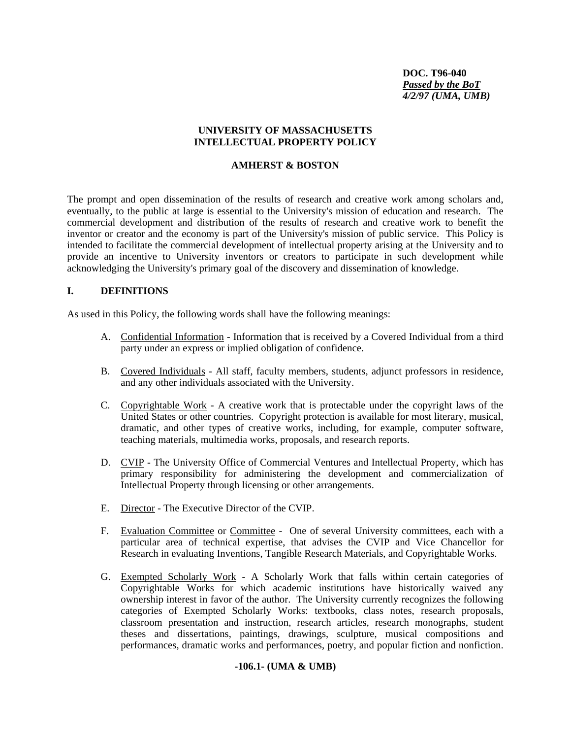**DOC. T96-040**
***Passed by the BoT***
***4/2/97 (UMA, UMB)***

# UNIVERSITY OF MASSACHUSETTS INTELLECTUAL PROPERTY POLICY

## AMHERST & BOSTON

The prompt and open dissemination of the results of research and creative work among scholars and, eventually, to the public at large is essential to the University's mission of education and research. The commercial development and distribution of the results of research and creative work to benefit the inventor or creator and the economy is part of the University's mission of public service. This Policy is intended to facilitate the commercial development of intellectual property arising at the University and to provide an incentive to University inventors or creators to participate in such development while acknowledging the University's primary goal of the discovery and dissemination of knowledge.

## I. DEFINITIONS

As used in this Policy, the following words shall have the following meanings:

A. Confidential Information - Information that is received by a Covered Individual from a third party under an express or implied obligation of confidence.

B. Covered Individuals - All staff, faculty members, students, adjunct professors in residence, and any other individuals associated with the University.

C. Copyrightable Work - A creative work that is protectable under the copyright laws of the United States or other countries. Copyright protection is available for most literary, musical, dramatic, and other types of creative works, including, for example, computer software, teaching materials, multimedia works, proposals, and research reports.

D. CVIP - The University Office of Commercial Ventures and Intellectual Property, which has primary responsibility for administering the development and commercialization of Intellectual Property through licensing or other arrangements.

E. Director - The Executive Director of the CVIP.

F. Evaluation Committee or Committee - One of several University committees, each with a particular area of technical expertise, that advises the CVIP and Vice Chancellor for Research in evaluating Inventions, Tangible Research Materials, and Copyrightable Works.

G. Exempted Scholarly Work - A Scholarly Work that falls within certain categories of Copyrightable Works for which academic institutions have historically waived any ownership interest in favor of the author. The University currently recognizes the following categories of Exempted Scholarly Works: textbooks, class notes, research proposals, classroom presentation and instruction, research articles, research monographs, student theses and dissertations, paintings, drawings, sculpture, musical compositions and performances, dramatic works and performances, poetry, and popular fiction and nonfiction.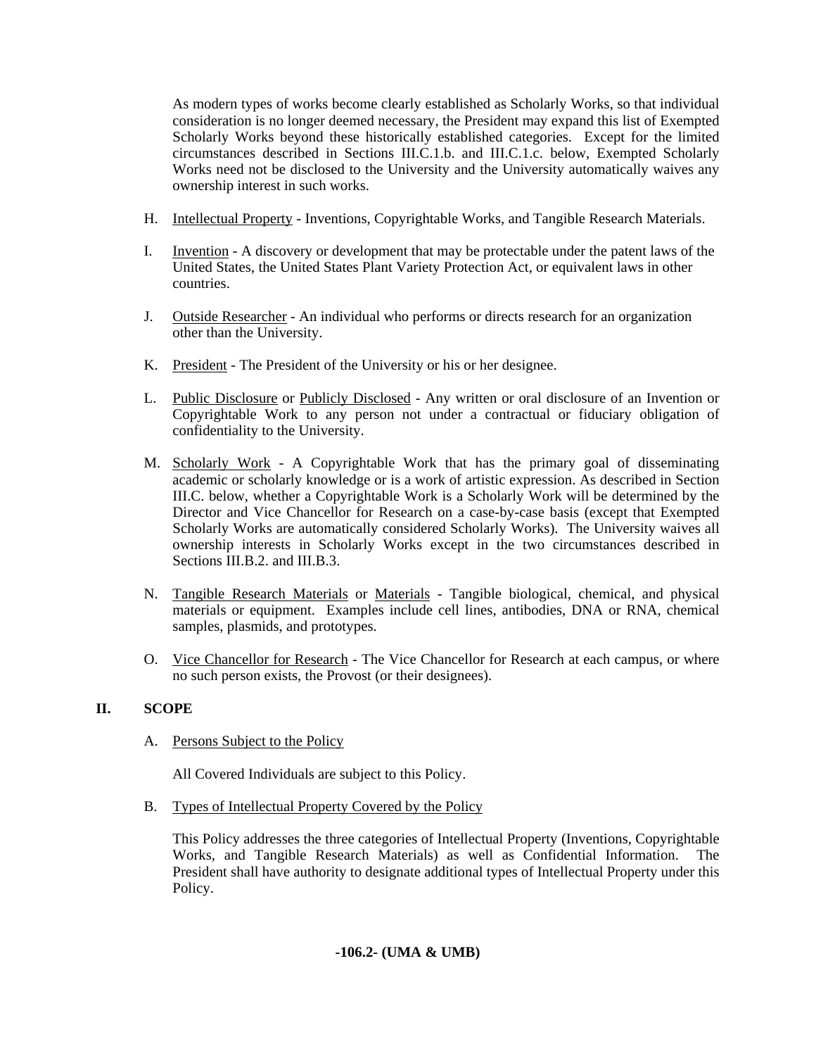As modern types of works become clearly established as Scholarly Works, so that individual consideration is no longer deemed necessary, the President may expand this list of Exempted Scholarly Works beyond these historically established categories. Except for the limited circumstances described in Sections III.C.1.b. and III.C.1.c. below, Exempted Scholarly Works need not be disclosed to the University and the University automatically waives any ownership interest in such works.

H. Intellectual Property - Inventions, Copyrightable Works, and Tangible Research Materials.

I. Invention - A discovery or development that may be protectable under the patent laws of the United States, the United States Plant Variety Protection Act, or equivalent laws in other countries.

J. Outside Researcher - An individual who performs or directs research for an organization other than the University.

K. President - The President of the University or his or her designee.

L. Public Disclosure or Publicly Disclosed - Any written or oral disclosure of an Invention or Copyrightable Work to any person not under a contractual or fiduciary obligation of confidentiality to the University.

M. Scholarly Work - A Copyrightable Work that has the primary goal of disseminating academic or scholarly knowledge or is a work of artistic expression. As described in Section III.C. below, whether a Copyrightable Work is a Scholarly Work will be determined by the Director and Vice Chancellor for Research on a case-by-case basis (except that Exempted Scholarly Works are automatically considered Scholarly Works). The University waives all ownership interests in Scholarly Works except in the two circumstances described in Sections III.B.2. and III.B.3.

N. Tangible Research Materials or Materials - Tangible biological, chemical, and physical materials or equipment. Examples include cell lines, antibodies, DNA or RNA, chemical samples, plasmids, and prototypes.

O. Vice Chancellor for Research - The Vice Chancellor for Research at each campus, or where no such person exists, the Provost (or their designees).

## II. SCOPE

A. Persons Subject to the Policy

All Covered Individuals are subject to this Policy.

B. Types of Intellectual Property Covered by the Policy

This Policy addresses the three categories of Intellectual Property (Inventions, Copyrightable Works, and Tangible Research Materials) as well as Confidential Information. The President shall have authority to designate additional types of Intellectual Property under this Policy.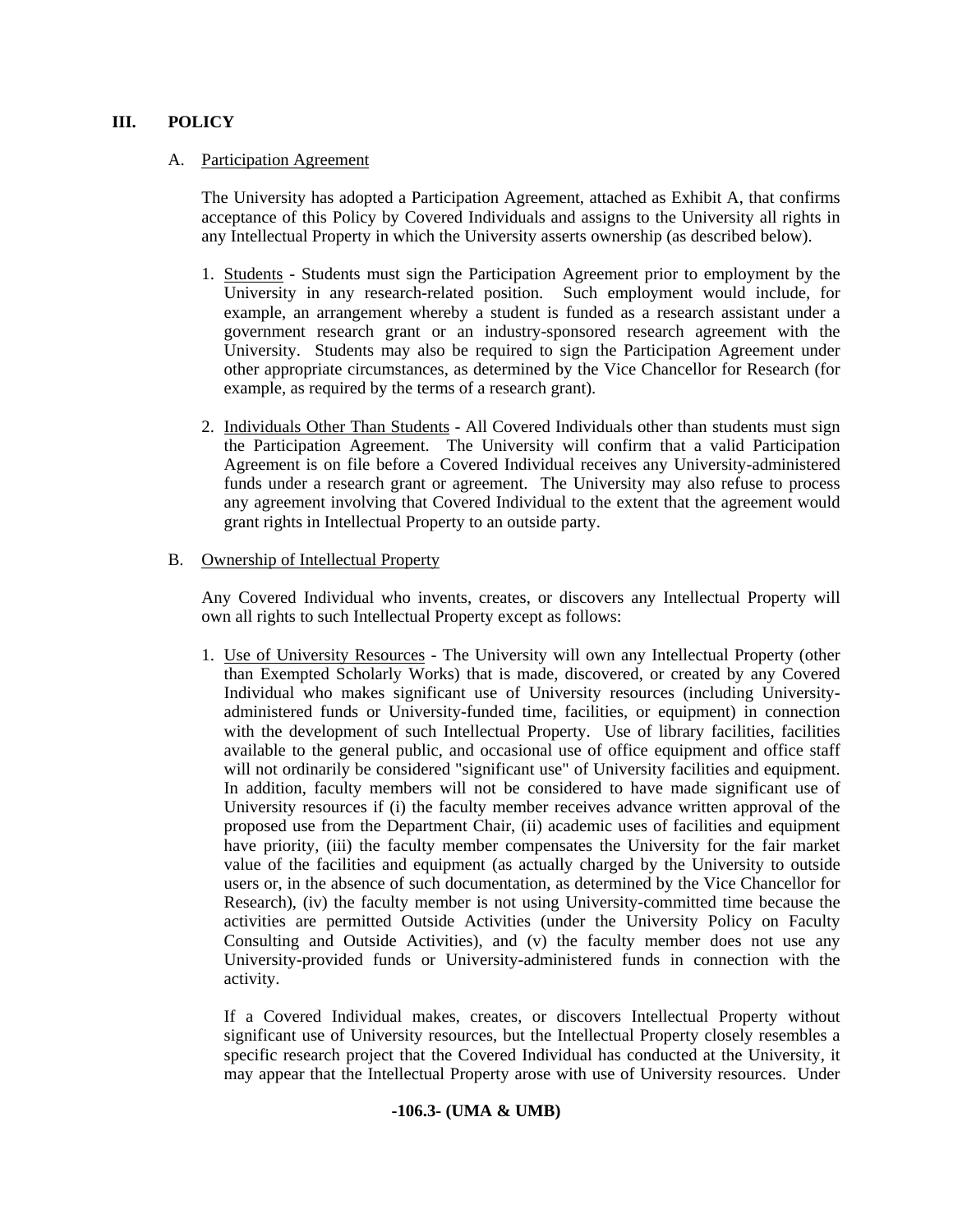## III. POLICY

### A. Participation Agreement

The University has adopted a Participation Agreement, attached as Exhibit A, that confirms acceptance of this Policy by Covered Individuals and assigns to the University all rights in any Intellectual Property in which the University asserts ownership (as described below).

1. Students - Students must sign the Participation Agreement prior to employment by the University in any research-related position. Such employment would include, for example, an arrangement whereby a student is funded as a research assistant under a government research grant or an industry-sponsored research agreement with the University. Students may also be required to sign the Participation Agreement under other appropriate circumstances, as determined by the Vice Chancellor for Research (for example, as required by the terms of a research grant).

2. Individuals Other Than Students - All Covered Individuals other than students must sign the Participation Agreement. The University will confirm that a valid Participation Agreement is on file before a Covered Individual receives any University-administered funds under a research grant or agreement. The University may also refuse to process any agreement involving that Covered Individual to the extent that the agreement would grant rights in Intellectual Property to an outside party.

### B. Ownership of Intellectual Property

Any Covered Individual who invents, creates, or discovers any Intellectual Property will own all rights to such Intellectual Property except as follows:

1. Use of University Resources - The University will own any Intellectual Property (other than Exempted Scholarly Works) that is made, discovered, or created by any Covered Individual who makes significant use of University resources (including University-administered funds or University-funded time, facilities, or equipment) in connection with the development of such Intellectual Property. Use of library facilities, facilities available to the general public, and occasional use of office equipment and office staff will not ordinarily be considered "significant use" of University facilities and equipment. In addition, faculty members will not be considered to have made significant use of University resources if (i) the faculty member receives advance written approval of the proposed use from the Department Chair, (ii) academic uses of facilities and equipment have priority, (iii) the faculty member compensates the University for the fair market value of the facilities and equipment (as actually charged by the University to outside users or, in the absence of such documentation, as determined by the Vice Chancellor for Research), (iv) the faculty member is not using University-committed time because the activities are permitted Outside Activities (under the University Policy on Faculty Consulting and Outside Activities), and (v) the faculty member does not use any University-provided funds or University-administered funds in connection with the activity.

   If a Covered Individual makes, creates, or discovers Intellectual Property without significant use of University resources, but the Intellectual Property closely resembles a specific research project that the Covered Individual has conducted at the University, it may appear that the Intellectual Property arose with use of University resources. Under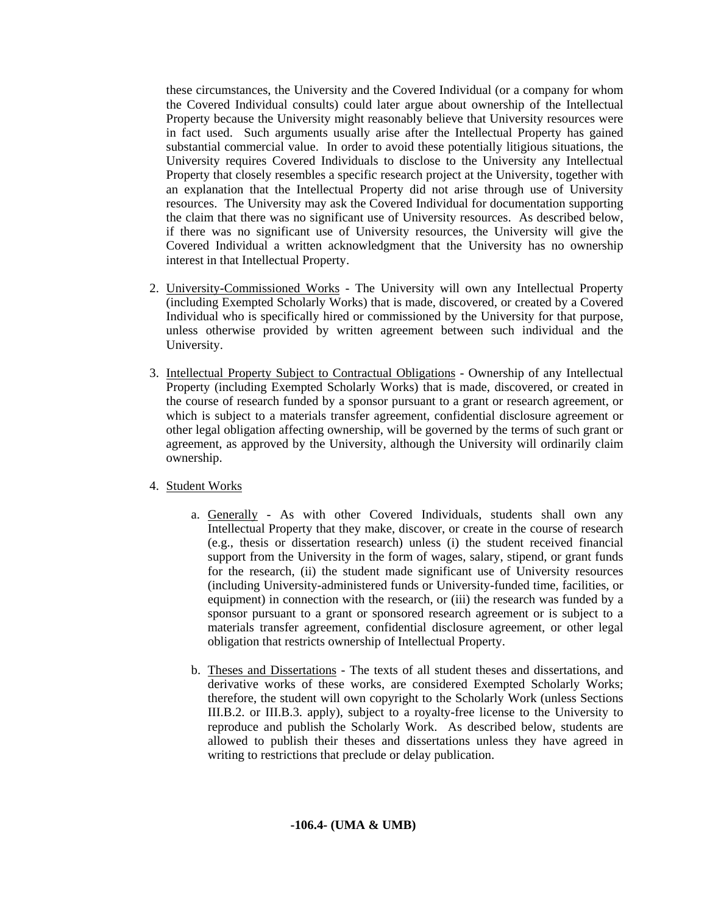these circumstances, the University and the Covered Individual (or a company for whom the Covered Individual consults) could later argue about ownership of the Intellectual Property because the University might reasonably believe that University resources were in fact used. Such arguments usually arise after the Intellectual Property has gained substantial commercial value. In order to avoid these potentially litigious situations, the University requires Covered Individuals to disclose to the University any Intellectual Property that closely resembles a specific research project at the University, together with an explanation that the Intellectual Property did not arise through use of University resources. The University may ask the Covered Individual for documentation supporting the claim that there was no significant use of University resources. As described below, if there was no significant use of University resources, the University will give the Covered Individual a written acknowledgment that the University has no ownership interest in that Intellectual Property.

2. University-Commissioned Works - The University will own any Intellectual Property (including Exempted Scholarly Works) that is made, discovered, or created by a Covered Individual who is specifically hired or commissioned by the University for that purpose, unless otherwise provided by written agreement between such individual and the University.

3. Intellectual Property Subject to Contractual Obligations - Ownership of any Intellectual Property (including Exempted Scholarly Works) that is made, discovered, or created in the course of research funded by a sponsor pursuant to a grant or research agreement, or which is subject to a materials transfer agreement, confidential disclosure agreement or other legal obligation affecting ownership, will be governed by the terms of such grant or agreement, as approved by the University, although the University will ordinarily claim ownership.

4. Student Works

   a. Generally - As with other Covered Individuals, students shall own any Intellectual Property that they make, discover, or create in the course of research (e.g., thesis or dissertation research) unless (i) the student received financial support from the University in the form of wages, salary, stipend, or grant funds for the research, (ii) the student made significant use of University resources (including University-administered funds or University-funded time, facilities, or equipment) in connection with the research, or (iii) the research was funded by a sponsor pursuant to a grant or sponsored research agreement or is subject to a materials transfer agreement, confidential disclosure agreement, or other legal obligation that restricts ownership of Intellectual Property.

   b. Theses and Dissertations - The texts of all student theses and dissertations, and derivative works of these works, are considered Exempted Scholarly Works; therefore, the student will own copyright to the Scholarly Work (unless Sections III.B.2. or III.B.3. apply), subject to a royalty-free license to the University to reproduce and publish the Scholarly Work. As described below, students are allowed to publish their theses and dissertations unless they have agreed in writing to restrictions that preclude or delay publication.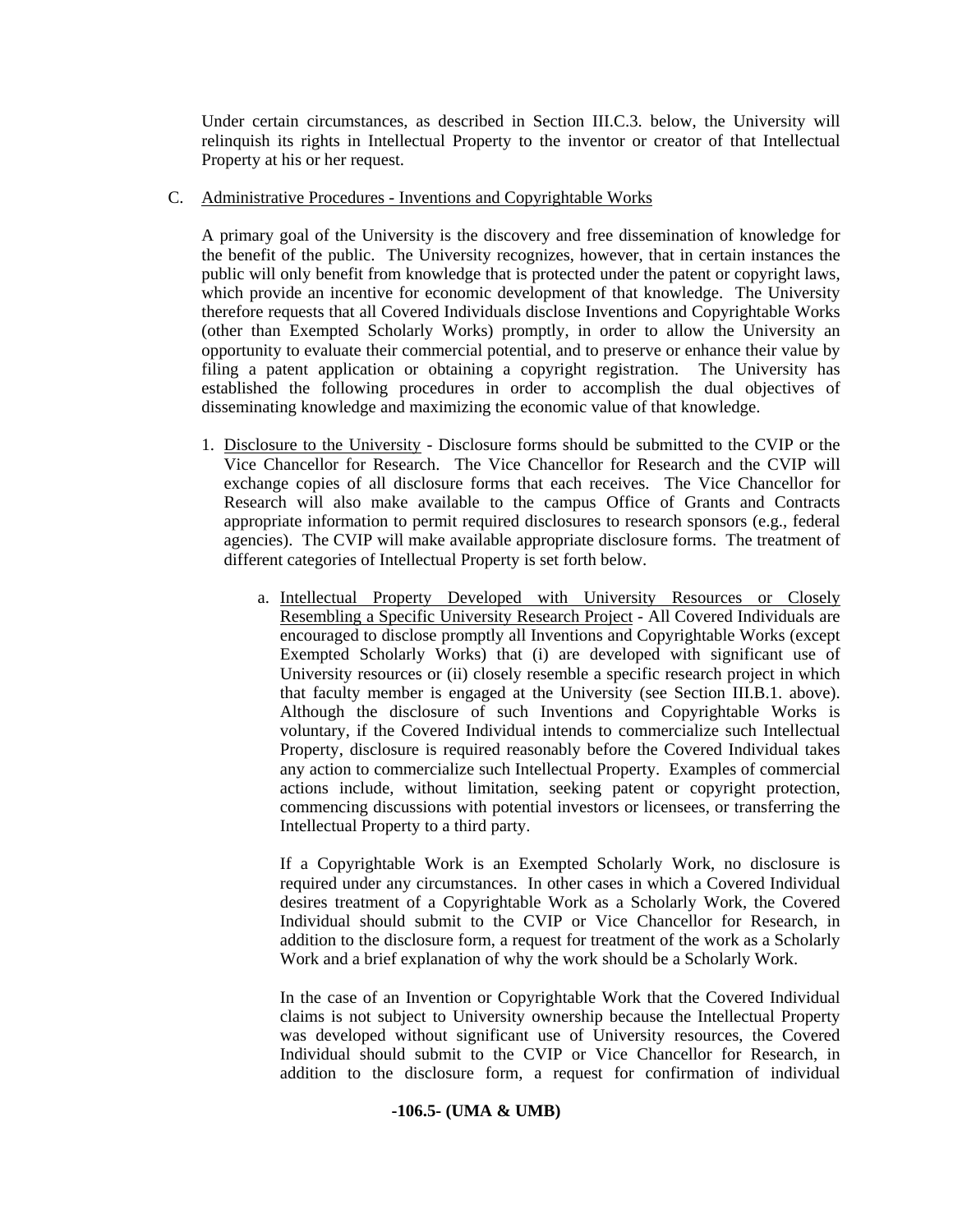Under certain circumstances, as described in Section III.C.3. below, the University will relinquish its rights in Intellectual Property to the inventor or creator of that Intellectual Property at his or her request.

C. Administrative Procedures - Inventions and Copyrightable Works

A primary goal of the University is the discovery and free dissemination of knowledge for the benefit of the public. The University recognizes, however, that in certain instances the public will only benefit from knowledge that is protected under the patent or copyright laws, which provide an incentive for economic development of that knowledge. The University therefore requests that all Covered Individuals disclose Inventions and Copyrightable Works (other than Exempted Scholarly Works) promptly, in order to allow the University an opportunity to evaluate their commercial potential, and to preserve or enhance their value by filing a patent application or obtaining a copyright registration. The University has established the following procedures in order to accomplish the dual objectives of disseminating knowledge and maximizing the economic value of that knowledge.

1. Disclosure to the University - Disclosure forms should be submitted to the CVIP or the Vice Chancellor for Research. The Vice Chancellor for Research and the CVIP will exchange copies of all disclosure forms that each receives. The Vice Chancellor for Research will also make available to the campus Office of Grants and Contracts appropriate information to permit required disclosures to research sponsors (e.g., federal agencies). The CVIP will make available appropriate disclosure forms. The treatment of different categories of Intellectual Property is set forth below.

   a. Intellectual Property Developed with University Resources or Closely Resembling a Specific University Research Project - All Covered Individuals are encouraged to disclose promptly all Inventions and Copyrightable Works (except Exempted Scholarly Works) that (i) are developed with significant use of University resources or (ii) closely resemble a specific research project in which that faculty member is engaged at the University (see Section III.B.1. above). Although the disclosure of such Inventions and Copyrightable Works is voluntary, if the Covered Individual intends to commercialize such Intellectual Property, disclosure is required reasonably before the Covered Individual takes any action to commercialize such Intellectual Property. Examples of commercial actions include, without limitation, seeking patent or copyright protection, commencing discussions with potential investors or licensees, or transferring the Intellectual Property to a third party.

      If a Copyrightable Work is an Exempted Scholarly Work, no disclosure is required under any circumstances. In other cases in which a Covered Individual desires treatment of a Copyrightable Work as a Scholarly Work, the Covered Individual should submit to the CVIP or Vice Chancellor for Research, in addition to the disclosure form, a request for treatment of the work as a Scholarly Work and a brief explanation of why the work should be a Scholarly Work.

      In the case of an Invention or Copyrightable Work that the Covered Individual claims is not subject to University ownership because the Intellectual Property was developed without significant use of University resources, the Covered Individual should submit to the CVIP or Vice Chancellor for Research, in addition to the disclosure form, a request for confirmation of individual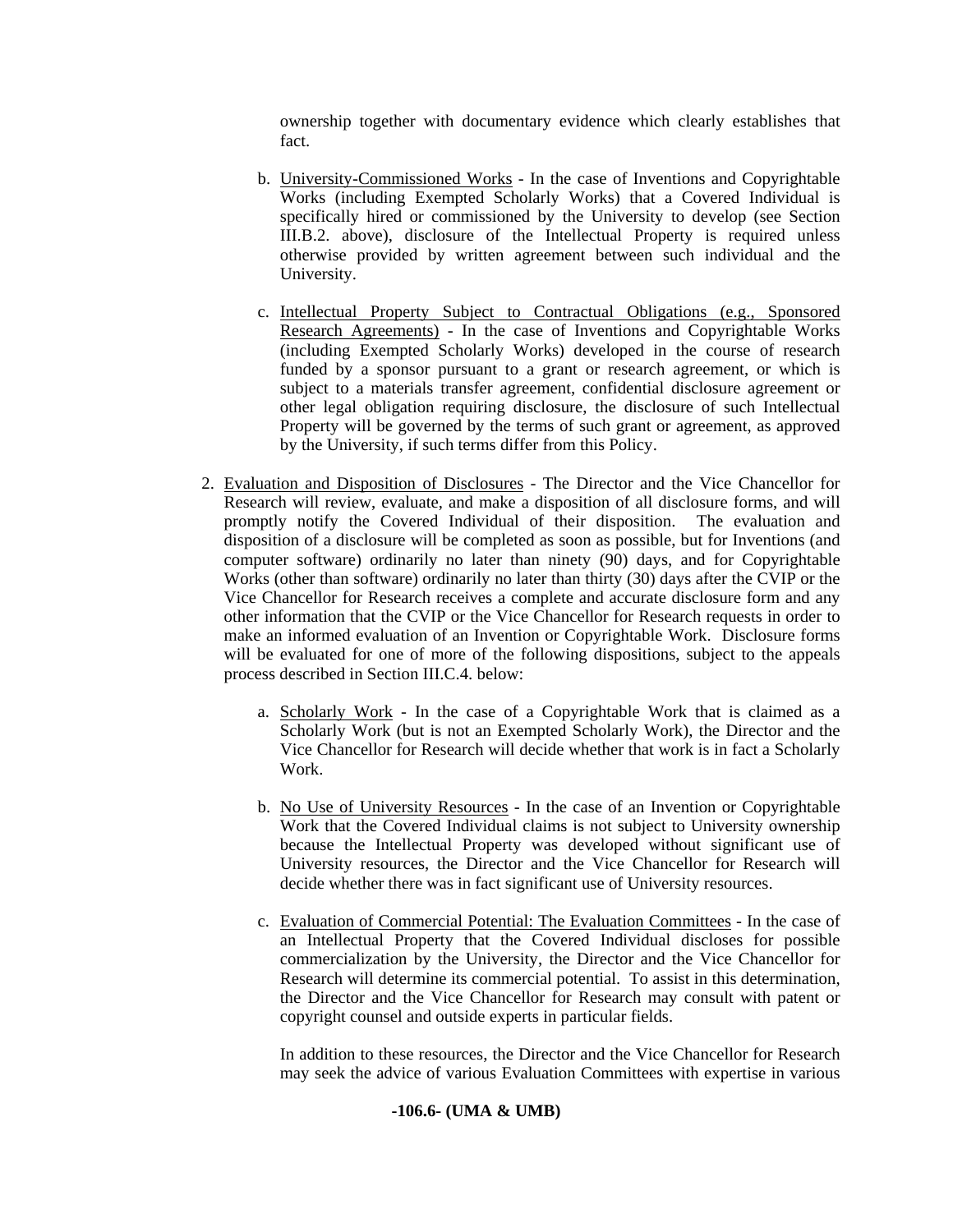ownership together with documentary evidence which clearly establishes that fact.

b. University-Commissioned Works - In the case of Inventions and Copyrightable Works (including Exempted Scholarly Works) that a Covered Individual is specifically hired or commissioned by the University to develop (see Section III.B.2. above), disclosure of the Intellectual Property is required unless otherwise provided by written agreement between such individual and the University.

c. Intellectual Property Subject to Contractual Obligations (e.g., Sponsored Research Agreements) - In the case of Inventions and Copyrightable Works (including Exempted Scholarly Works) developed in the course of research funded by a sponsor pursuant to a grant or research agreement, or which is subject to a materials transfer agreement, confidential disclosure agreement or other legal obligation requiring disclosure, the disclosure of such Intellectual Property will be governed by the terms of such grant or agreement, as approved by the University, if such terms differ from this Policy.

2. Evaluation and Disposition of Disclosures - The Director and the Vice Chancellor for Research will review, evaluate, and make a disposition of all disclosure forms, and will promptly notify the Covered Individual of their disposition. The evaluation and disposition of a disclosure will be completed as soon as possible, but for Inventions (and computer software) ordinarily no later than ninety (90) days, and for Copyrightable Works (other than software) ordinarily no later than thirty (30) days after the CVIP or the Vice Chancellor for Research receives a complete and accurate disclosure form and any other information that the CVIP or the Vice Chancellor for Research requests in order to make an informed evaluation of an Invention or Copyrightable Work. Disclosure forms will be evaluated for one of more of the following dispositions, subject to the appeals process described in Section III.C.4. below:

   a. Scholarly Work - In the case of a Copyrightable Work that is claimed as a Scholarly Work (but is not an Exempted Scholarly Work), the Director and the Vice Chancellor for Research will decide whether that work is in fact a Scholarly Work.

   b. No Use of University Resources - In the case of an Invention or Copyrightable Work that the Covered Individual claims is not subject to University ownership because the Intellectual Property was developed without significant use of University resources, the Director and the Vice Chancellor for Research will decide whether there was in fact significant use of University resources.

   c. Evaluation of Commercial Potential: The Evaluation Committees - In the case of an Intellectual Property that the Covered Individual discloses for possible commercialization by the University, the Director and the Vice Chancellor for Research will determine its commercial potential. To assist in this determination, the Director and the Vice Chancellor for Research may consult with patent or copyright counsel and outside experts in particular fields.

   In addition to these resources, the Director and the Vice Chancellor for Research may seek the advice of various Evaluation Committees with expertise in various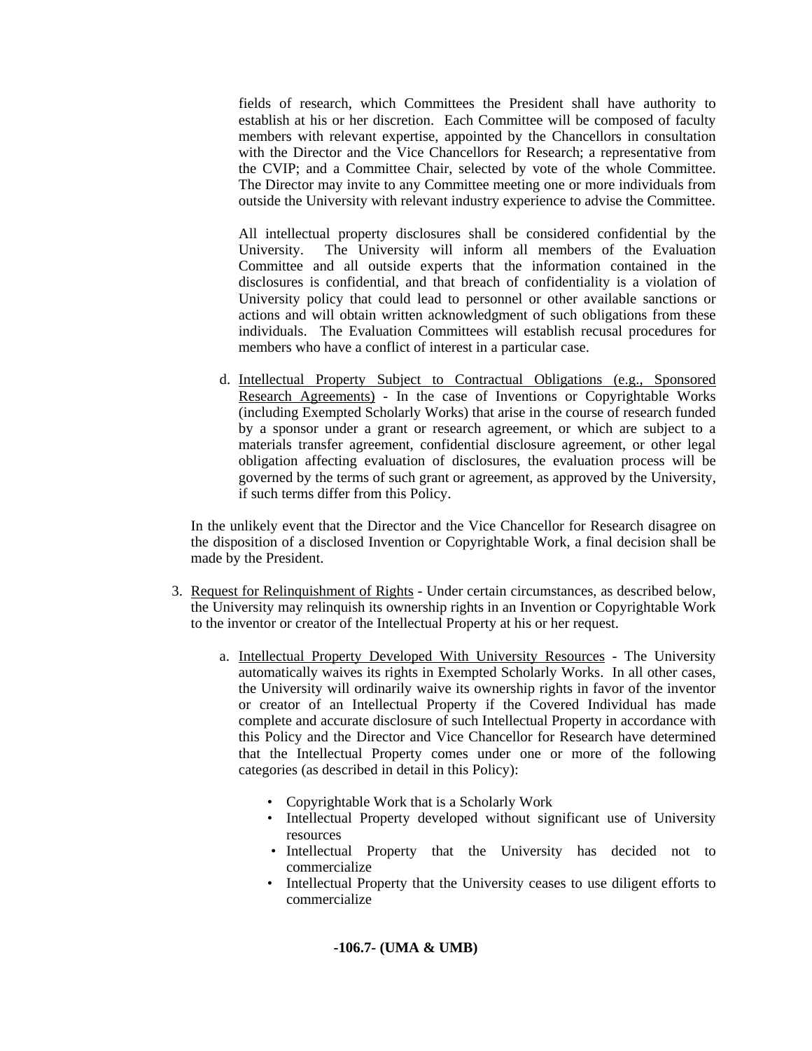fields of research, which Committees the President shall have authority to establish at his or her discretion. Each Committee will be composed of faculty members with relevant expertise, appointed by the Chancellors in consultation with the Director and the Vice Chancellors for Research; a representative from the CVIP; and a Committee Chair, selected by vote of the whole Committee. The Director may invite to any Committee meeting one or more individuals from outside the University with relevant industry experience to advise the Committee.

All intellectual property disclosures shall be considered confidential by the University. The University will inform all members of the Evaluation Committee and all outside experts that the information contained in the disclosures is confidential, and that breach of confidentiality is a violation of University policy that could lead to personnel or other available sanctions or actions and will obtain written acknowledgment of such obligations from these individuals. The Evaluation Committees will establish recusal procedures for members who have a conflict of interest in a particular case.

d. <u>Intellectual Property Subject to Contractual Obligations (e.g., Sponsored Research Agreements)</u> - In the case of Inventions or Copyrightable Works (including Exempted Scholarly Works) that arise in the course of research funded by a sponsor under a grant or research agreement, or which are subject to a materials transfer agreement, confidential disclosure agreement, or other legal obligation affecting evaluation of disclosures, the evaluation process will be governed by the terms of such grant or agreement, as approved by the University, if such terms differ from this Policy.

In the unlikely event that the Director and the Vice Chancellor for Research disagree on the disposition of a disclosed Invention or Copyrightable Work, a final decision shall be made by the President.

3. <u>Request for Relinquishment of Rights</u> - Under certain circumstances, as described below, the University may relinquish its ownership rights in an Invention or Copyrightable Work to the inventor or creator of the Intellectual Property at his or her request.

   a. <u>Intellectual Property Developed With University Resources</u> - The University automatically waives its rights in Exempted Scholarly Works. In all other cases, the University will ordinarily waive its ownership rights in favor of the inventor or creator of an Intellectual Property if the Covered Individual has made complete and accurate disclosure of such Intellectual Property in accordance with this Policy and the Director and Vice Chancellor for Research have determined that the Intellectual Property comes under one or more of the following categories (as described in detail in this Policy):

      - Copyrightable Work that is a Scholarly Work
      - Intellectual Property developed without significant use of University resources
      - Intellectual Property that the University has decided not to commercialize
      - Intellectual Property that the University ceases to use diligent efforts to commercialize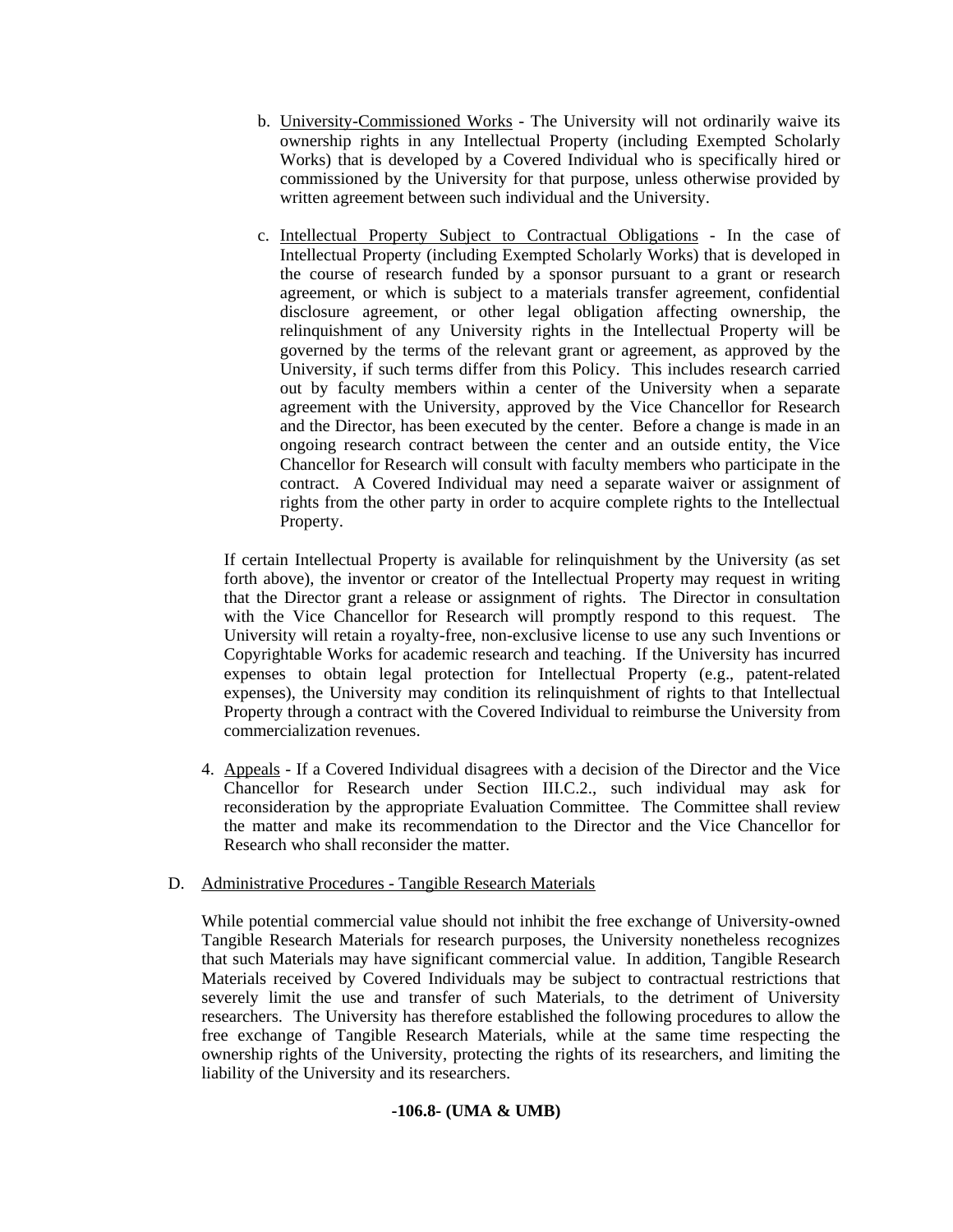b. University-Commissioned Works - The University will not ordinarily waive its ownership rights in any Intellectual Property (including Exempted Scholarly Works) that is developed by a Covered Individual who is specifically hired or commissioned by the University for that purpose, unless otherwise provided by written agreement between such individual and the University.

c. Intellectual Property Subject to Contractual Obligations - In the case of Intellectual Property (including Exempted Scholarly Works) that is developed in the course of research funded by a sponsor pursuant to a grant or research agreement, or which is subject to a materials transfer agreement, confidential disclosure agreement, or other legal obligation affecting ownership, the relinquishment of any University rights in the Intellectual Property will be governed by the terms of the relevant grant or agreement, as approved by the University, if such terms differ from this Policy. This includes research carried out by faculty members within a center of the University when a separate agreement with the University, approved by the Vice Chancellor for Research and the Director, has been executed by the center. Before a change is made in an ongoing research contract between the center and an outside entity, the Vice Chancellor for Research will consult with faculty members who participate in the contract. A Covered Individual may need a separate waiver or assignment of rights from the other party in order to acquire complete rights to the Intellectual Property.

If certain Intellectual Property is available for relinquishment by the University (as set forth above), the inventor or creator of the Intellectual Property may request in writing that the Director grant a release or assignment of rights. The Director in consultation with the Vice Chancellor for Research will promptly respond to this request. The University will retain a royalty-free, non-exclusive license to use any such Inventions or Copyrightable Works for academic research and teaching. If the University has incurred expenses to obtain legal protection for Intellectual Property (e.g., patent-related expenses), the University may condition its relinquishment of rights to that Intellectual Property through a contract with the Covered Individual to reimburse the University from commercialization revenues.

4. Appeals - If a Covered Individual disagrees with a decision of the Director and the Vice Chancellor for Research under Section III.C.2., such individual may ask for reconsideration by the appropriate Evaluation Committee. The Committee shall review the matter and make its recommendation to the Director and the Vice Chancellor for Research who shall reconsider the matter.

D. Administrative Procedures - Tangible Research Materials

While potential commercial value should not inhibit the free exchange of University-owned Tangible Research Materials for research purposes, the University nonetheless recognizes that such Materials may have significant commercial value. In addition, Tangible Research Materials received by Covered Individuals may be subject to contractual restrictions that severely limit the use and transfer of such Materials, to the detriment of University researchers. The University has therefore established the following procedures to allow the free exchange of Tangible Research Materials, while at the same time respecting the ownership rights of the University, protecting the rights of its researchers, and limiting the liability of the University and its researchers.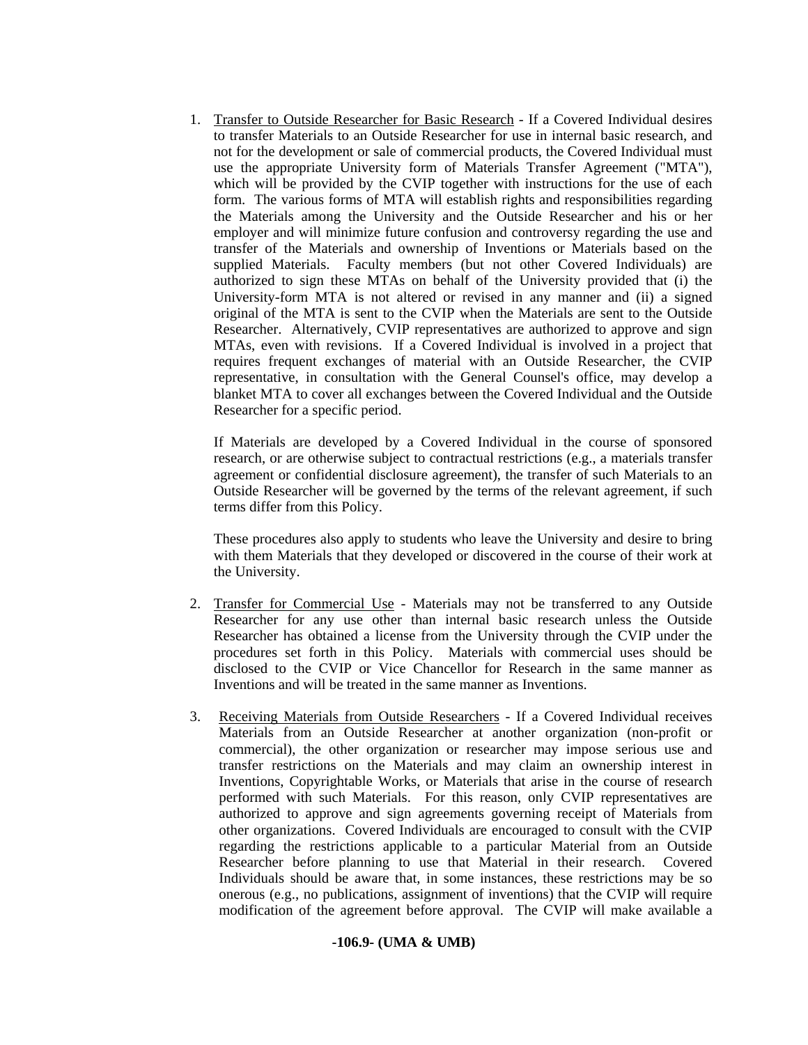1. Transfer to Outside Researcher for Basic Research - If a Covered Individual desires to transfer Materials to an Outside Researcher for use in internal basic research, and not for the development or sale of commercial products, the Covered Individual must use the appropriate University form of Materials Transfer Agreement ("MTA"), which will be provided by the CVIP together with instructions for the use of each form. The various forms of MTA will establish rights and responsibilities regarding the Materials among the University and the Outside Researcher and his or her employer and will minimize future confusion and controversy regarding the use and transfer of the Materials and ownership of Inventions or Materials based on the supplied Materials. Faculty members (but not other Covered Individuals) are authorized to sign these MTAs on behalf of the University provided that (i) the University-form MTA is not altered or revised in any manner and (ii) a signed original of the MTA is sent to the CVIP when the Materials are sent to the Outside Researcher. Alternatively, CVIP representatives are authorized to approve and sign MTAs, even with revisions. If a Covered Individual is involved in a project that requires frequent exchanges of material with an Outside Researcher, the CVIP representative, in consultation with the General Counsel's office, may develop a blanket MTA to cover all exchanges between the Covered Individual and the Outside Researcher for a specific period.

   If Materials are developed by a Covered Individual in the course of sponsored research, or are otherwise subject to contractual restrictions (e.g., a materials transfer agreement or confidential disclosure agreement), the transfer of such Materials to an Outside Researcher will be governed by the terms of the relevant agreement, if such terms differ from this Policy.

   These procedures also apply to students who leave the University and desire to bring with them Materials that they developed or discovered in the course of their work at the University.

2. Transfer for Commercial Use - Materials may not be transferred to any Outside Researcher for any use other than internal basic research unless the Outside Researcher has obtained a license from the University through the CVIP under the procedures set forth in this Policy. Materials with commercial uses should be disclosed to the CVIP or Vice Chancellor for Research in the same manner as Inventions and will be treated in the same manner as Inventions.

3. Receiving Materials from Outside Researchers - If a Covered Individual receives Materials from an Outside Researcher at another organization (non-profit or commercial), the other organization or researcher may impose serious use and transfer restrictions on the Materials and may claim an ownership interest in Inventions, Copyrightable Works, or Materials that arise in the course of research performed with such Materials. For this reason, only CVIP representatives are authorized to approve and sign agreements governing receipt of Materials from other organizations. Covered Individuals are encouraged to consult with the CVIP regarding the restrictions applicable to a particular Material from an Outside Researcher before planning to use that Material in their research. Covered Individuals should be aware that, in some instances, these restrictions may be so onerous (e.g., no publications, assignment of inventions) that the CVIP will require modification of the agreement before approval. The CVIP will make available a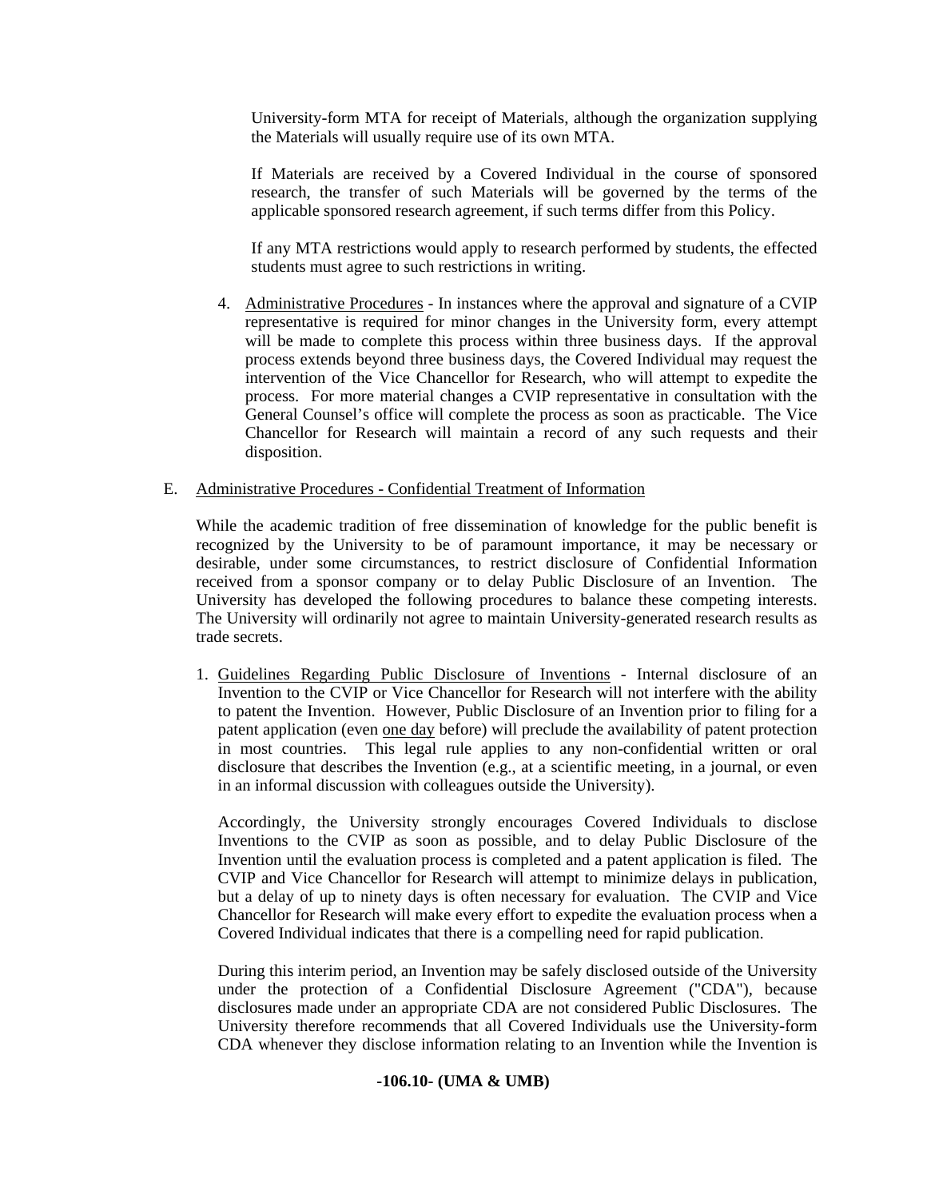University-form MTA for receipt of Materials, although the organization supplying the Materials will usually require use of its own MTA.

If Materials are received by a Covered Individual in the course of sponsored research, the transfer of such Materials will be governed by the terms of the applicable sponsored research agreement, if such terms differ from this Policy.

If any MTA restrictions would apply to research performed by students, the effected students must agree to such restrictions in writing.

4. Administrative Procedures - In instances where the approval and signature of a CVIP representative is required for minor changes in the University form, every attempt will be made to complete this process within three business days. If the approval process extends beyond three business days, the Covered Individual may request the intervention of the Vice Chancellor for Research, who will attempt to expedite the process. For more material changes a CVIP representative in consultation with the General Counsel's office will complete the process as soon as practicable. The Vice Chancellor for Research will maintain a record of any such requests and their disposition.

E. Administrative Procedures - Confidential Treatment of Information

While the academic tradition of free dissemination of knowledge for the public benefit is recognized by the University to be of paramount importance, it may be necessary or desirable, under some circumstances, to restrict disclosure of Confidential Information received from a sponsor company or to delay Public Disclosure of an Invention. The University has developed the following procedures to balance these competing interests. The University will ordinarily not agree to maintain University-generated research results as trade secrets.

1. Guidelines Regarding Public Disclosure of Inventions - Internal disclosure of an Invention to the CVIP or Vice Chancellor for Research will not interfere with the ability to patent the Invention. However, Public Disclosure of an Invention prior to filing for a patent application (even one day before) will preclude the availability of patent protection in most countries. This legal rule applies to any non-confidential written or oral disclosure that describes the Invention (e.g., at a scientific meeting, in a journal, or even in an informal discussion with colleagues outside the University).

Accordingly, the University strongly encourages Covered Individuals to disclose Inventions to the CVIP as soon as possible, and to delay Public Disclosure of the Invention until the evaluation process is completed and a patent application is filed. The CVIP and Vice Chancellor for Research will attempt to minimize delays in publication, but a delay of up to ninety days is often necessary for evaluation. The CVIP and Vice Chancellor for Research will make every effort to expedite the evaluation process when a Covered Individual indicates that there is a compelling need for rapid publication.

During this interim period, an Invention may be safely disclosed outside of the University under the protection of a Confidential Disclosure Agreement ("CDA"), because disclosures made under an appropriate CDA are not considered Public Disclosures. The University therefore recommends that all Covered Individuals use the University-form CDA whenever they disclose information relating to an Invention while the Invention is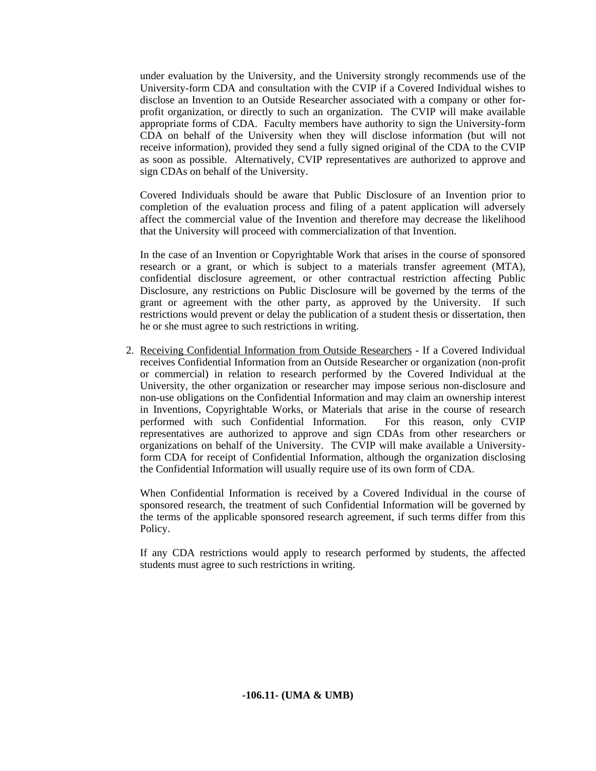under evaluation by the University, and the University strongly recommends use of the University-form CDA and consultation with the CVIP if a Covered Individual wishes to disclose an Invention to an Outside Researcher associated with a company or other for-profit organization, or directly to such an organization. The CVIP will make available appropriate forms of CDA. Faculty members have authority to sign the University-form CDA on behalf of the University when they will disclose information (but will not receive information), provided they send a fully signed original of the CDA to the CVIP as soon as possible. Alternatively, CVIP representatives are authorized to approve and sign CDAs on behalf of the University.

Covered Individuals should be aware that Public Disclosure of an Invention prior to completion of the evaluation process and filing of a patent application will adversely affect the commercial value of the Invention and therefore may decrease the likelihood that the University will proceed with commercialization of that Invention.

In the case of an Invention or Copyrightable Work that arises in the course of sponsored research or a grant, or which is subject to a materials transfer agreement (MTA), confidential disclosure agreement, or other contractual restriction affecting Public Disclosure, any restrictions on Public Disclosure will be governed by the terms of the grant or agreement with the other party, as approved by the University. If such restrictions would prevent or delay the publication of a student thesis or dissertation, then he or she must agree to such restrictions in writing.

2. <u>Receiving Confidential Information from Outside Researchers</u> - If a Covered Individual receives Confidential Information from an Outside Researcher or organization (non-profit or commercial) in relation to research performed by the Covered Individual at the University, the other organization or researcher may impose serious non-disclosure and non-use obligations on the Confidential Information and may claim an ownership interest in Inventions, Copyrightable Works, or Materials that arise in the course of research performed with such Confidential Information. For this reason, only CVIP representatives are authorized to approve and sign CDAs from other researchers or organizations on behalf of the University. The CVIP will make available a University-form CDA for receipt of Confidential Information, although the organization disclosing the Confidential Information will usually require use of its own form of CDA.

   When Confidential Information is received by a Covered Individual in the course of sponsored research, the treatment of such Confidential Information will be governed by the terms of the applicable sponsored research agreement, if such terms differ from this Policy.

   If any CDA restrictions would apply to research performed by students, the affected students must agree to such restrictions in writing.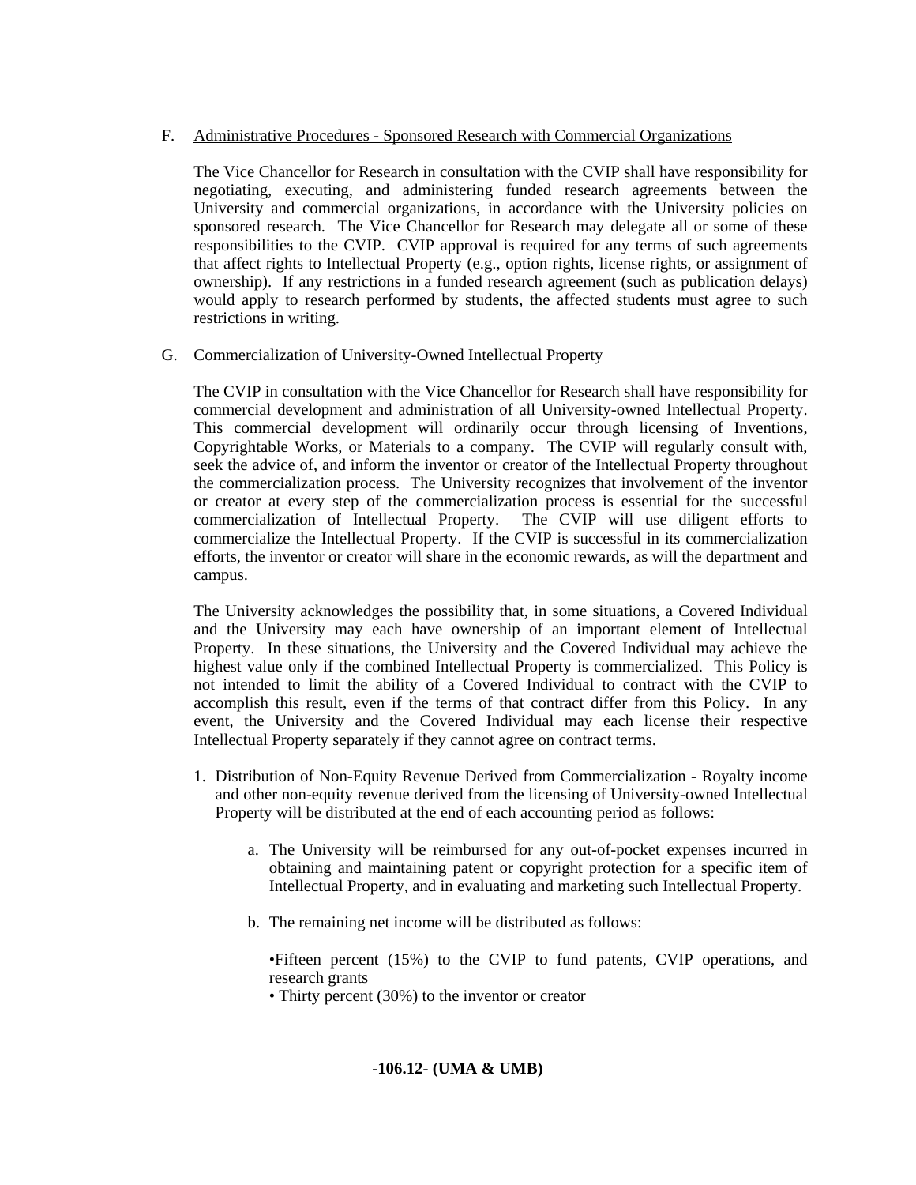F. <u>Administrative Procedures - Sponsored Research with Commercial Organizations</u>

The Vice Chancellor for Research in consultation with the CVIP shall have responsibility for negotiating, executing, and administering funded research agreements between the University and commercial organizations, in accordance with the University policies on sponsored research. The Vice Chancellor for Research may delegate all or some of these responsibilities to the CVIP. CVIP approval is required for any terms of such agreements that affect rights to Intellectual Property (e.g., option rights, license rights, or assignment of ownership). If any restrictions in a funded research agreement (such as publication delays) would apply to research performed by students, the affected students must agree to such restrictions in writing.

G. <u>Commercialization of University-Owned Intellectual Property</u>

The CVIP in consultation with the Vice Chancellor for Research shall have responsibility for commercial development and administration of all University-owned Intellectual Property. This commercial development will ordinarily occur through licensing of Inventions, Copyrightable Works, or Materials to a company. The CVIP will regularly consult with, seek the advice of, and inform the inventor or creator of the Intellectual Property throughout the commercialization process. The University recognizes that involvement of the inventor or creator at every step of the commercialization process is essential for the successful commercialization of Intellectual Property. The CVIP will use diligent efforts to commercialize the Intellectual Property. If the CVIP is successful in its commercialization efforts, the inventor or creator will share in the economic rewards, as will the department and campus.

The University acknowledges the possibility that, in some situations, a Covered Individual and the University may each have ownership of an important element of Intellectual Property. In these situations, the University and the Covered Individual may achieve the highest value only if the combined Intellectual Property is commercialized. This Policy is not intended to limit the ability of a Covered Individual to contract with the CVIP to accomplish this result, even if the terms of that contract differ from this Policy. In any event, the University and the Covered Individual may each license their respective Intellectual Property separately if they cannot agree on contract terms.

1. <u>Distribution of Non-Equity Revenue Derived from Commercialization</u> - Royalty income and other non-equity revenue derived from the licensing of University-owned Intellectual Property will be distributed at the end of each accounting period as follows:

    a. The University will be reimbursed for any out-of-pocket expenses incurred in obtaining and maintaining patent or copyright protection for a specific item of Intellectual Property, and in evaluating and marketing such Intellectual Property.

    b. The remaining net income will be distributed as follows:

    •Fifteen percent (15%) to the CVIP to fund patents, CVIP operations, and research grants
    • Thirty percent (30%) to the inventor or creator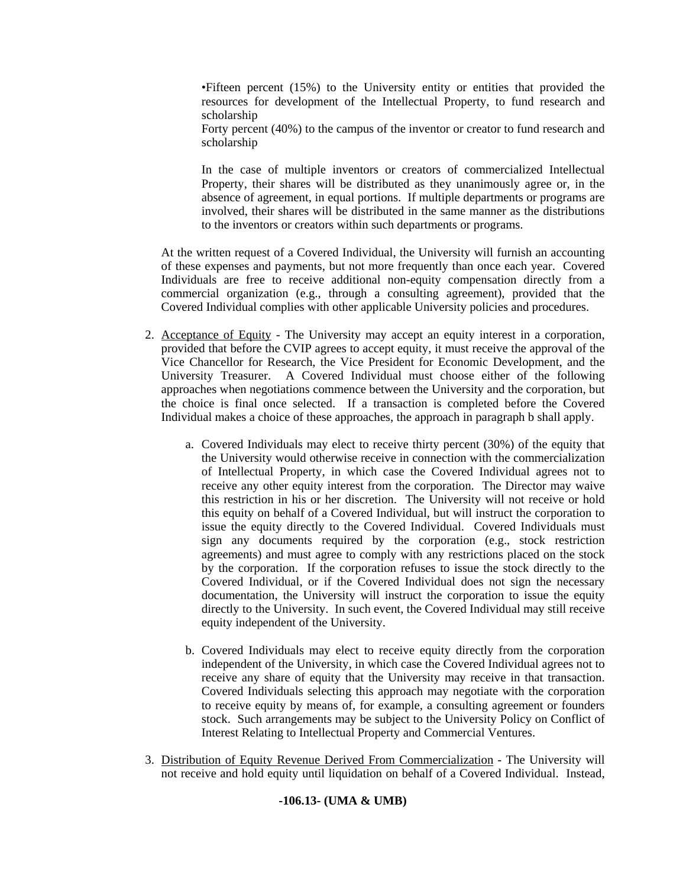•Fifteen percent (15%) to the University entity or entities that provided the resources for development of the Intellectual Property, to fund research and scholarship
Forty percent (40%) to the campus of the inventor or creator to fund research and scholarship

In the case of multiple inventors or creators of commercialized Intellectual Property, their shares will be distributed as they unanimously agree or, in the absence of agreement, in equal portions. If multiple departments or programs are involved, their shares will be distributed in the same manner as the distributions to the inventors or creators within such departments or programs.

At the written request of a Covered Individual, the University will furnish an accounting of these expenses and payments, but not more frequently than once each year. Covered Individuals are free to receive additional non-equity compensation directly from a commercial organization (e.g., through a consulting agreement), provided that the Covered Individual complies with other applicable University policies and procedures.

2. Acceptance of Equity - The University may accept an equity interest in a corporation, provided that before the CVIP agrees to accept equity, it must receive the approval of the Vice Chancellor for Research, the Vice President for Economic Development, and the University Treasurer. A Covered Individual must choose either of the following approaches when negotiations commence between the University and the corporation, but the choice is final once selected. If a transaction is completed before the Covered Individual makes a choice of these approaches, the approach in paragraph b shall apply.

   a. Covered Individuals may elect to receive thirty percent (30%) of the equity that the University would otherwise receive in connection with the commercialization of Intellectual Property, in which case the Covered Individual agrees not to receive any other equity interest from the corporation. The Director may waive this restriction in his or her discretion. The University will not receive or hold this equity on behalf of a Covered Individual, but will instruct the corporation to issue the equity directly to the Covered Individual. Covered Individuals must sign any documents required by the corporation (e.g., stock restriction agreements) and must agree to comply with any restrictions placed on the stock by the corporation. If the corporation refuses to issue the stock directly to the Covered Individual, or if the Covered Individual does not sign the necessary documentation, the University will instruct the corporation to issue the equity directly to the University. In such event, the Covered Individual may still receive equity independent of the University.

   b. Covered Individuals may elect to receive equity directly from the corporation independent of the University, in which case the Covered Individual agrees not to receive any share of equity that the University may receive in that transaction. Covered Individuals selecting this approach may negotiate with the corporation to receive equity by means of, for example, a consulting agreement or founders stock. Such arrangements may be subject to the University Policy on Conflict of Interest Relating to Intellectual Property and Commercial Ventures.

3. Distribution of Equity Revenue Derived From Commercialization - The University will not receive and hold equity until liquidation on behalf of a Covered Individual. Instead,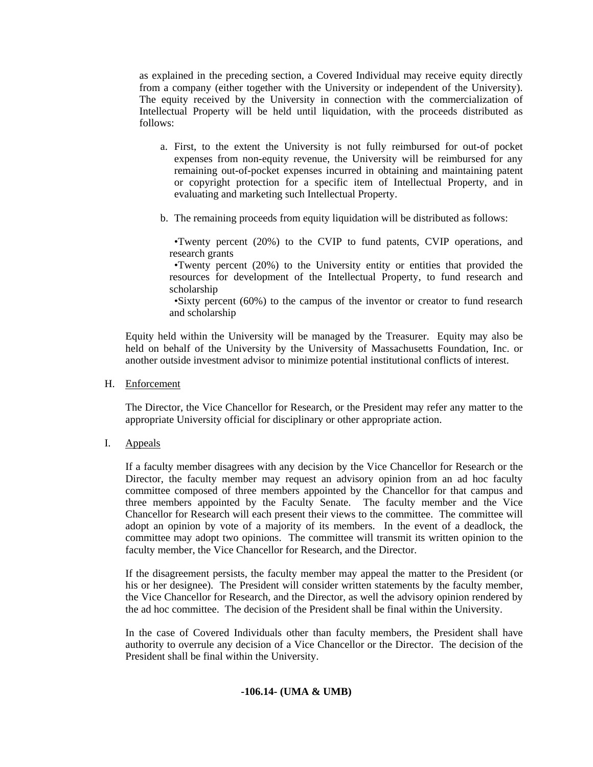as explained in the preceding section, a Covered Individual may receive equity directly from a company (either together with the University or independent of the University). The equity received by the University in connection with the commercialization of Intellectual Property will be held until liquidation, with the proceeds distributed as follows:

a. First, to the extent the University is not fully reimbursed for out-of pocket expenses from non-equity revenue, the University will be reimbursed for any remaining out-of-pocket expenses incurred in obtaining and maintaining patent or copyright protection for a specific item of Intellectual Property, and in evaluating and marketing such Intellectual Property.

b. The remaining proceeds from equity liquidation will be distributed as follows:

   •Twenty percent (20%) to the CVIP to fund patents, CVIP operations, and research grants
   •Twenty percent (20%) to the University entity or entities that provided the resources for development of the Intellectual Property, to fund research and scholarship
   •Sixty percent (60%) to the campus of the inventor or creator to fund research and scholarship

Equity held within the University will be managed by the Treasurer. Equity may also be held on behalf of the University by the University of Massachusetts Foundation, Inc. or another outside investment advisor to minimize potential institutional conflicts of interest.

H. Enforcement

The Director, the Vice Chancellor for Research, or the President may refer any matter to the appropriate University official for disciplinary or other appropriate action.

I. Appeals

If a faculty member disagrees with any decision by the Vice Chancellor for Research or the Director, the faculty member may request an advisory opinion from an ad hoc faculty committee composed of three members appointed by the Chancellor for that campus and three members appointed by the Faculty Senate. The faculty member and the Vice Chancellor for Research will each present their views to the committee. The committee will adopt an opinion by vote of a majority of its members. In the event of a deadlock, the committee may adopt two opinions. The committee will transmit its written opinion to the faculty member, the Vice Chancellor for Research, and the Director.

If the disagreement persists, the faculty member may appeal the matter to the President (or his or her designee). The President will consider written statements by the faculty member, the Vice Chancellor for Research, and the Director, as well the advisory opinion rendered by the ad hoc committee. The decision of the President shall be final within the University.

In the case of Covered Individuals other than faculty members, the President shall have authority to overrule any decision of a Vice Chancellor or the Director. The decision of the President shall be final within the University.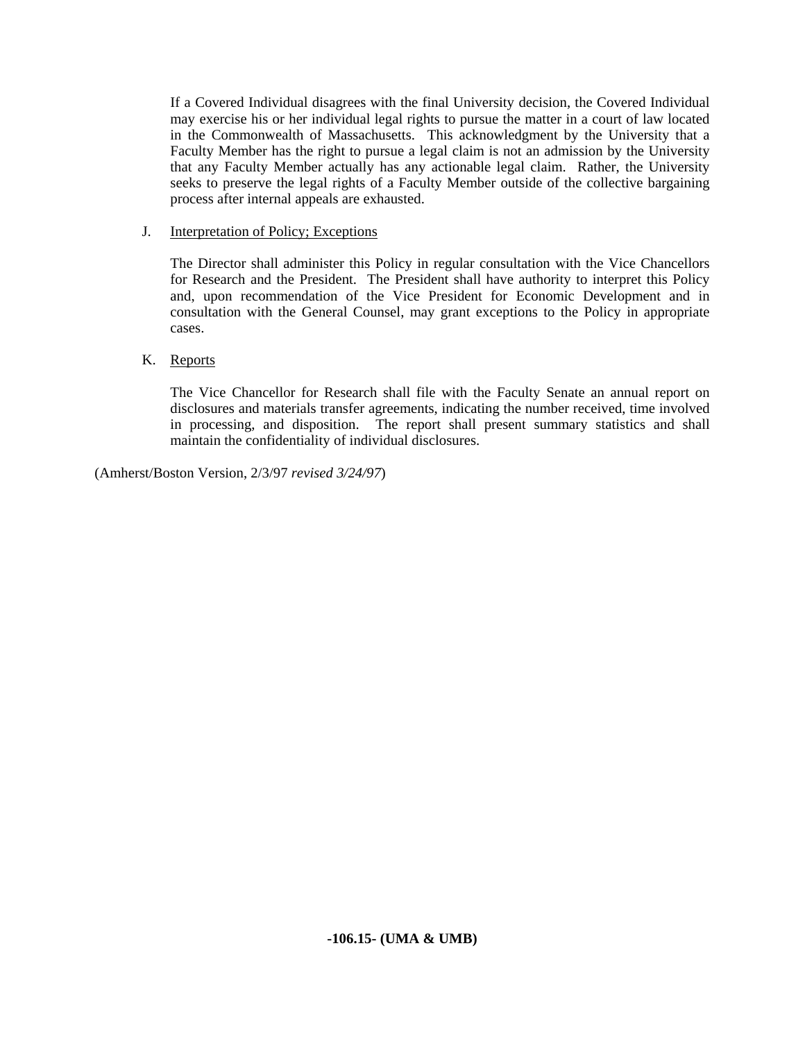If a Covered Individual disagrees with the final University decision, the Covered Individual may exercise his or her individual legal rights to pursue the matter in a court of law located in the Commonwealth of Massachusetts. This acknowledgment by the University that a Faculty Member has the right to pursue a legal claim is not an admission by the University that any Faculty Member actually has any actionable legal claim. Rather, the University seeks to preserve the legal rights of a Faculty Member outside of the collective bargaining process after internal appeals are exhausted.

J. <u>Interpretation of Policy; Exceptions</u>

The Director shall administer this Policy in regular consultation with the Vice Chancellors for Research and the President. The President shall have authority to interpret this Policy and, upon recommendation of the Vice President for Economic Development and in consultation with the General Counsel, may grant exceptions to the Policy in appropriate cases.

K. <u>Reports</u>

The Vice Chancellor for Research shall file with the Faculty Senate an annual report on disclosures and materials transfer agreements, indicating the number received, time involved in processing, and disposition. The report shall present summary statistics and shall maintain the confidentiality of individual disclosures.

(Amherst/Boston Version, 2/3/97 *revised 3/24/97*)